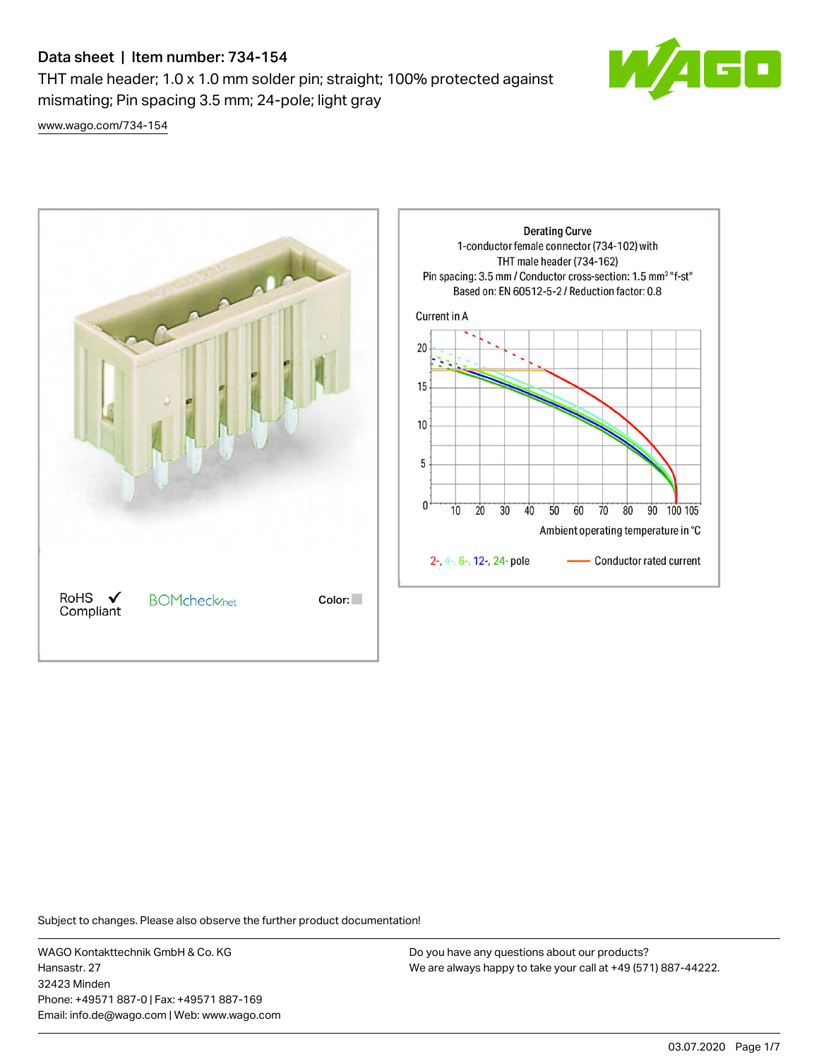# Data sheet | Item number: 734-154

THT male header; 1.0 x 1.0 mm solder pin; straight; 100% protected against mismatching; Pin spacing 3.5 mm; 24-pole; light gray

www.wago.com/734-154

RoHS Compliant ✓

BOMcheck.net

Color:

**Derating Curve**
1-conductor female connector (734-102) with
THT male header (734-162)
Pin spacing: 3.5 mm / Conductor cross-section: 1.5 mm² "f-st"
Based on: EN 60512-5-2 / Reduction factor: 0.8

Current in A

Ambient operating temperature in °C

2-, 4-, 6-, 12-, 24- pole — Conductor rated current

Subject to changes. Please also observe the further product documentation!

WAGO Kontakttechnik GmbH & Co. KG
Hansastr. 27
32423 Minden
Phone: +49571 887-0 | Fax: +49571 887-169
Email: info.de@wago.com | Web: www.wago.com

Do you have any questions about our products?
We are always happy to take your call at +49 (571) 887-44222.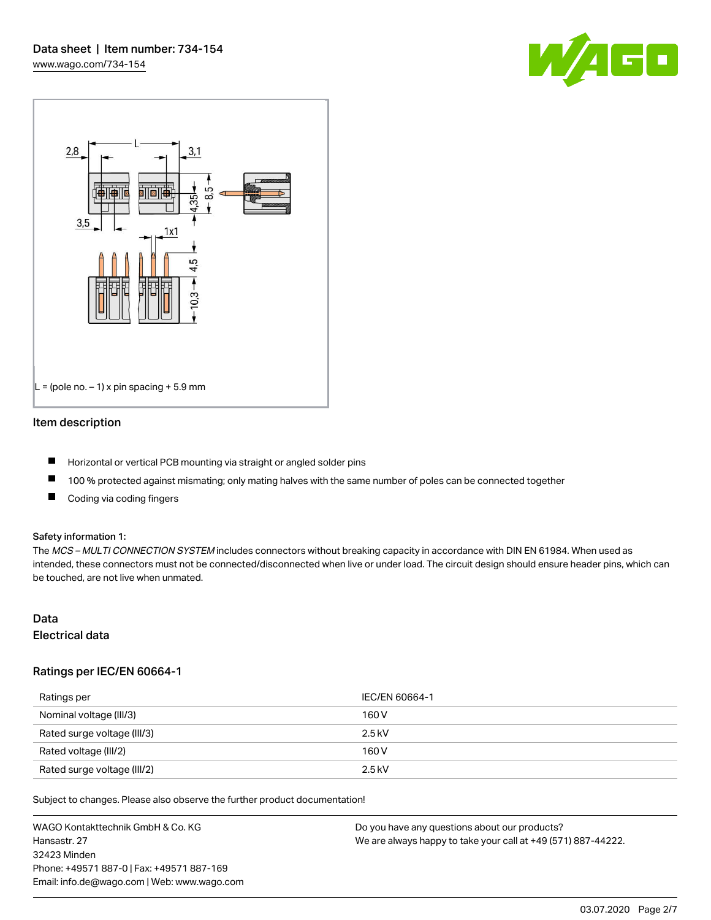L = (pole no. – 1) x pin spacing + 5.9 mm

## Item description

- Horizontal or vertical PCB mounting via straight or angled solder pins
- 100 % protected against mismating; only mating halves with the same number of poles can be connected together
- Coding via coding fingers

**Safety information 1:**

The *MCS – MULTI CONNECTION SYSTEM* includes connectors without breaking capacity in accordance with DIN EN 61984. When used as intended, these connectors must not be connected/disconnected when live or under load. The circuit design should ensure header pins, which can be touched, are not live when unmated.

## Data

### Electrical data

#### Ratings per IEC/EN 60664-1

| Ratings per | IEC/EN 60664-1 |
|---|---|
| Nominal voltage (III/3) | 160 V |
| Rated surge voltage (III/3) | 2.5 kV |
| Rated voltage (III/2) | 160 V |
| Rated surge voltage (III/2) | 2.5 kV |

Subject to changes. Please also observe the further product documentation!

WAGO Kontakttechnik GmbH & Co. KG
Hansastr. 27
32423 Minden
Phone: +49571 887-0 | Fax: +49571 887-169
Email: info.de@wago.com | Web: www.wago.com

Do you have any questions about our products?
We are always happy to take your call at +49 (571) 887-44222.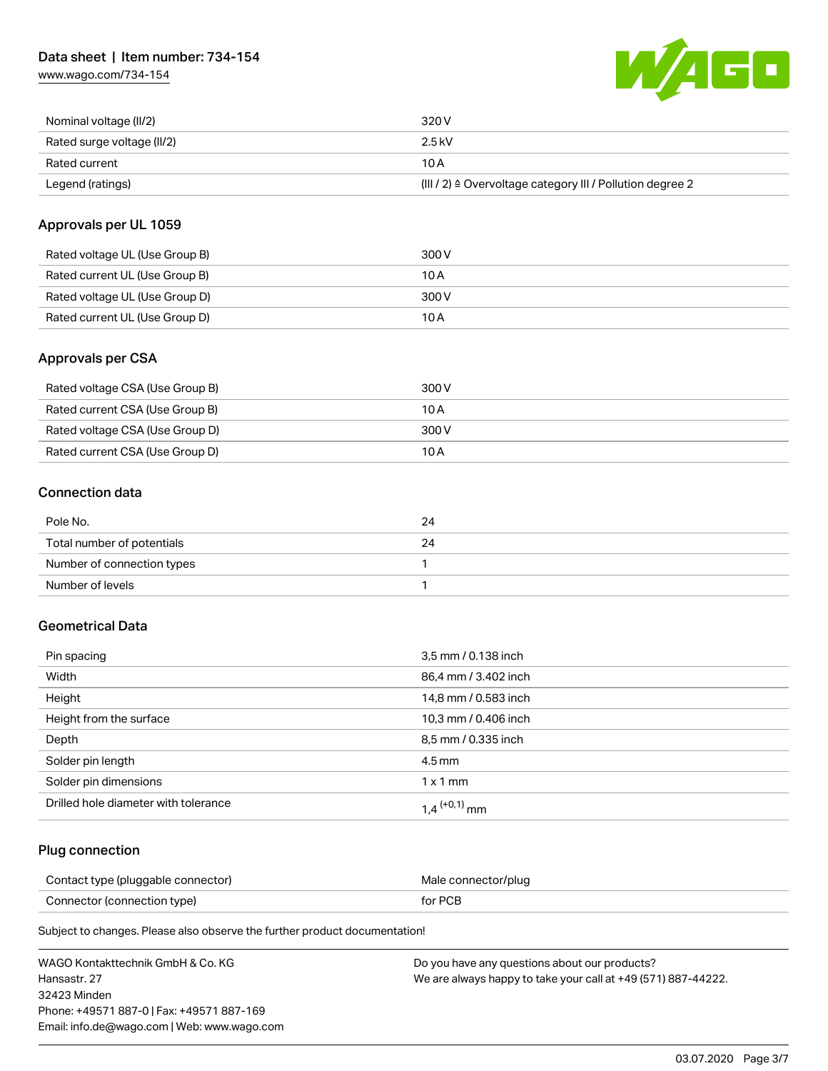| | |
|---|---|
| Nominal voltage (II/2) | 320 V |
| Rated surge voltage (II/2) | 2.5 kV |
| Rated current | 10 A |
| Legend (ratings) | (III / 2) ≙ Overvoltage category III / Pollution degree 2 |

## Approvals per UL 1059

| | |
|---|---|
| Rated voltage UL (Use Group B) | 300 V |
| Rated current UL (Use Group B) | 10 A |
| Rated voltage UL (Use Group D) | 300 V |
| Rated current UL (Use Group D) | 10 A |

## Approvals per CSA

| | |
|---|---|
| Rated voltage CSA (Use Group B) | 300 V |
| Rated current CSA (Use Group B) | 10 A |
| Rated voltage CSA (Use Group D) | 300 V |
| Rated current CSA (Use Group D) | 10 A |

## Connection data

| | |
|---|---|
| Pole No. | 24 |
| Total number of potentials | 24 |
| Number of connection types | 1 |
| Number of levels | 1 |

## Geometrical Data

| | |
|---|---|
| Pin spacing | 3,5 mm / 0.138 inch |
| Width | 86,4 mm / 3.402 inch |
| Height | 14,8 mm / 0.583 inch |
| Height from the surface | 10,3 mm / 0.406 inch |
| Depth | 8,5 mm / 0.335 inch |
| Solder pin length | 4.5 mm |
| Solder pin dimensions | 1 x 1 mm |
| Drilled hole diameter with tolerance | 1,4 $^{(+0,1)}$ mm |

## Plug connection

| | |
|---|---|
| Contact type (pluggable connector) | Male connector/plug |
| Connector (connection type) | for PCB |

Subject to changes. Please also observe the further product documentation!

WAGO Kontakttechnik GmbH & Co. KG
Hansastr. 27
32423 Minden
Phone: +49571 887-0 | Fax: +49571 887-169
Email: info.de@wago.com | Web: www.wago.com

Do you have any questions about our products?
We are always happy to take your call at +49 (571) 887-44222.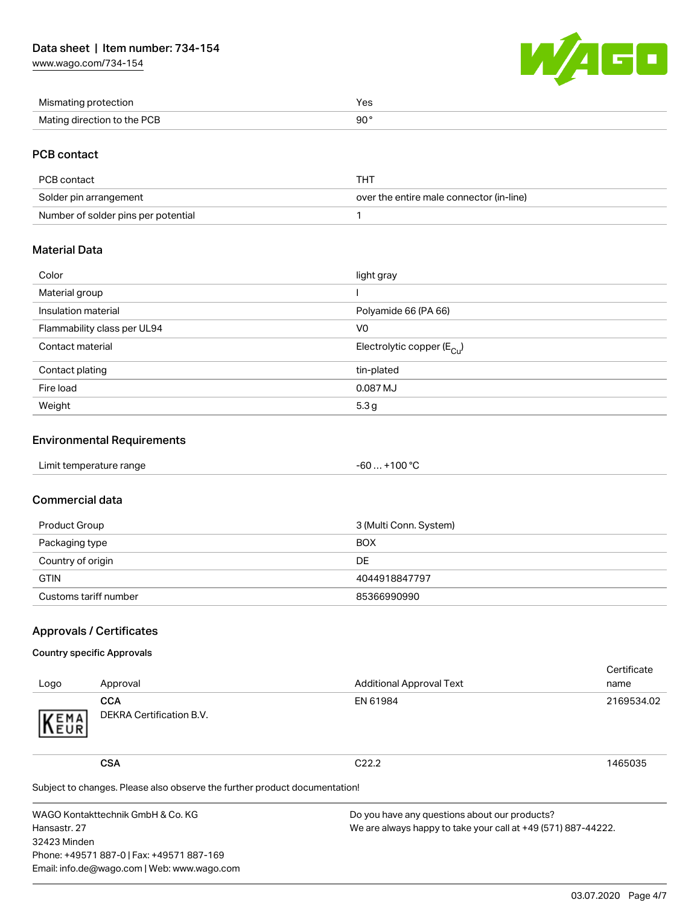| | |
|---|---|
| Mismating protection | Yes |
| Mating direction to the PCB | 90° |

## PCB contact

| | |
|---|---|
| PCB contact | THT |
| Solder pin arrangement | over the entire male connector (in-line) |
| Number of solder pins per potential | 1 |

## Material Data

| | |
|---|---|
| Color | light gray |
| Material group | I |
| Insulation material | Polyamide 66 (PA 66) |
| Flammability class per UL94 | V0 |
| Contact material | Electrolytic copper ($E_{Cu}$) |
| Contact plating | tin-plated |
| Fire load | 0.087 MJ |
| Weight | 5.3 g |

## Environmental Requirements

| | |
|---|---|
| Limit temperature range | -60 … +100 °C |

## Commercial data

| | |
|---|---|
| Product Group | 3 (Multi Conn. System) |
| Packaging type | BOX |
| Country of origin | DE |
| GTIN | 4044918847797 |
| Customs tariff number | 85366990990 |

## Approvals / Certificates

### Country specific Approvals

| Logo | Approval | Additional Approval Text | Certificate name |
|---|---|---|---|
| KEMA EUR | **CCA** DEKRA Certification B.V. | EN 61984 | 2169534.02 |
| | **CSA** | C22.2 | 1465035 |

Subject to changes. Please also observe the further product documentation!

WAGO Kontakttechnik GmbH & Co. KG
Hansastr. 27
32423 Minden
Phone: +49571 887-0 | Fax: +49571 887-169
Email: info.de@wago.com | Web: www.wago.com

Do you have any questions about our products?
We are always happy to take your call at +49 (571) 887-44222.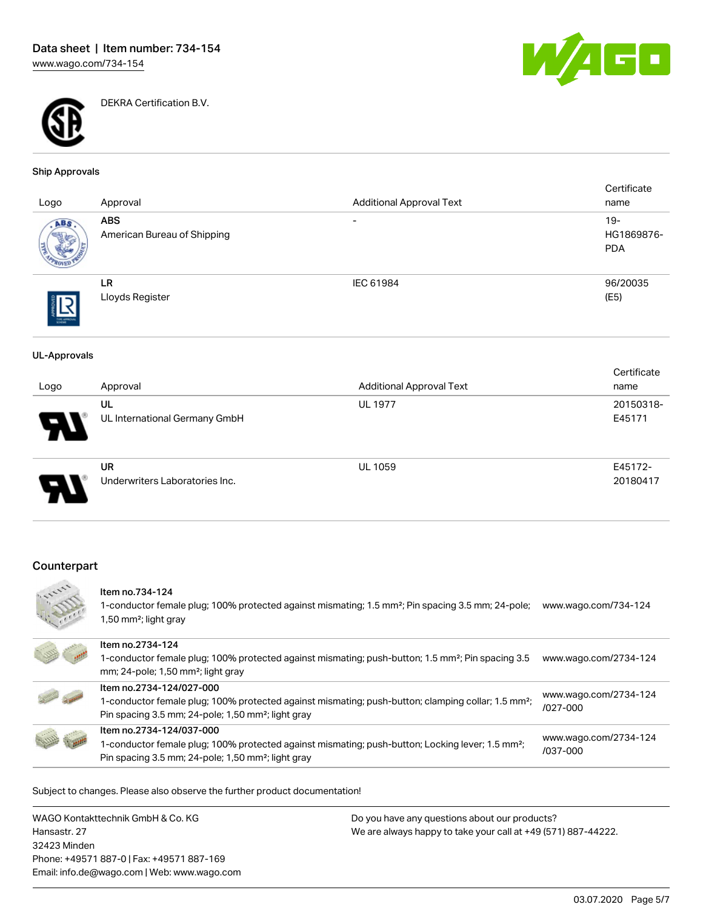DEKRA Certification B.V.

### Ship Approvals

| Logo | Approval | Additional Approval Text | Certificate name |
| --- | --- | --- | --- |
| | **ABS**<br>American Bureau of Shipping | - | 19-HG1869876-PDA |
| | **LR**<br>Lloyds Register | IEC 61984 | 96/20035 (E5) |

### UL-Approvals

| Logo | Approval | Additional Approval Text | Certificate name |
| --- | --- | --- | --- |
| | **UL**<br>UL International Germany GmbH | UL 1977 | 20150318-E45171 |
| | **UR**<br>Underwriters Laboratories Inc. | UL 1059 | E45172-20180417 |

## Counterpart

| | Item | Link |
| --- | --- | --- |
| | **Item no.734-124**<br>1-conductor female plug; 100% protected against mismating; 1.5 mm²; Pin spacing 3.5 mm; 24-pole; 1,50 mm²; light gray | www.wago.com/734-124 |
| | **Item no.2734-124**<br>1-conductor female plug; 100% protected against mismating; push-button; 1.5 mm²; Pin spacing 3.5 mm; 24-pole; 1,50 mm²; light gray | www.wago.com/2734-124 |
| | **Item no.2734-124/027-000**<br>1-conductor female plug; 100% protected against mismating; push-button; clamping collar; 1.5 mm²; Pin spacing 3.5 mm; 24-pole; 1,50 mm²; light gray | www.wago.com/2734-124/027-000 |
| | **Item no.2734-124/037-000**<br>1-conductor female plug; 100% protected against mismating; push-button; Locking lever; 1.5 mm²; Pin spacing 3.5 mm; 24-pole; 1,50 mm²; light gray | www.wago.com/2734-124/037-000 |

Subject to changes. Please also observe the further product documentation!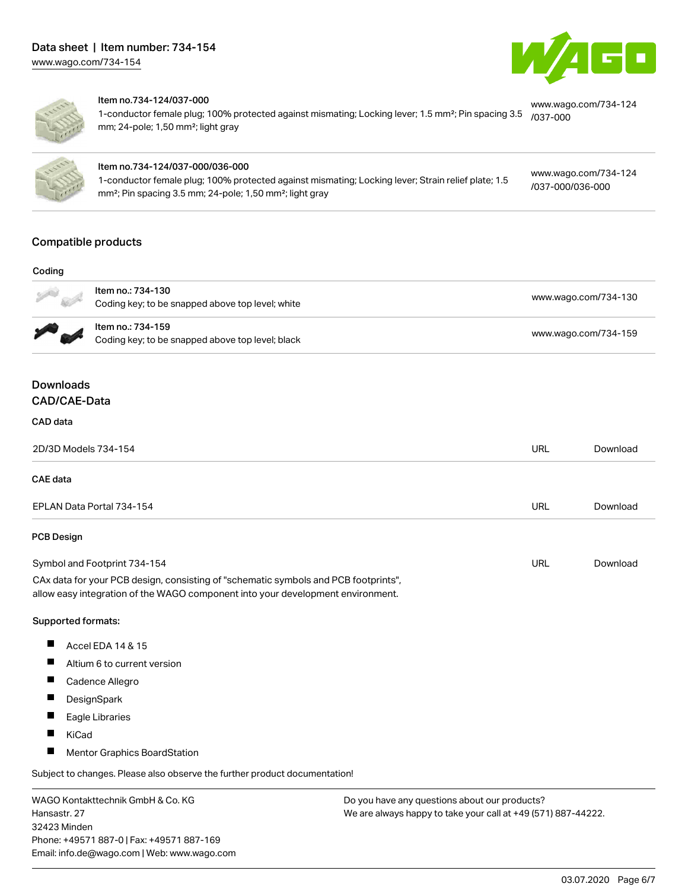| Item | URL |
|---|---|
| Item no.734-124/037-000<br>1-conductor female plug; 100% protected against mismating; Locking lever; 1.5 mm²; Pin spacing 3.5 mm; 24-pole; 1,50 mm²; light gray | www.wago.com/734-124/037-000 |
| Item no.734-124/037-000/036-000<br>1-conductor female plug; 100% protected against mismating; Locking lever; Strain relief plate; 1.5 mm²; Pin spacing 3.5 mm; 24-pole; 1,50 mm²; light gray | www.wago.com/734-124/037-000/036-000 |

## Compatible products

### Coding

| Item | URL |
|---|---|
| Item no.: 734-130<br>Coding key; to be snapped above top level; white | www.wago.com/734-130 |
| Item no.: 734-159<br>Coding key; to be snapped above top level; black | www.wago.com/734-159 |

## Downloads

### CAD/CAE-Data

#### CAD data

| | | |
|---|---|---|
| 2D/3D Models 734-154 | URL | Download |

#### CAE data

| | | |
|---|---|---|
| EPLAN Data Portal 734-154 | URL | Download |

#### PCB Design

| | | |
|---|---|---|
| Symbol and Footprint 734-154 | URL | Download |

CAx data for your PCB design, consisting of "schematic symbols and PCB footprints", allow easy integration of the WAGO component into your development environment.

**Supported formats:**

- Accel EDA 14 & 15
- Altium 6 to current version
- Cadence Allegro
- DesignSpark
- Eagle Libraries
- KiCad
- Mentor Graphics BoardStation

Subject to changes. Please also observe the further product documentation!

WAGO Kontakttechnik GmbH & Co. KG
Hansastr. 27
32423 Minden
Phone: +49571 887-0 | Fax: +49571 887-169
Email: info.de@wago.com | Web: www.wago.com

Do you have any questions about our products?
We are always happy to take your call at +49 (571) 887-44222.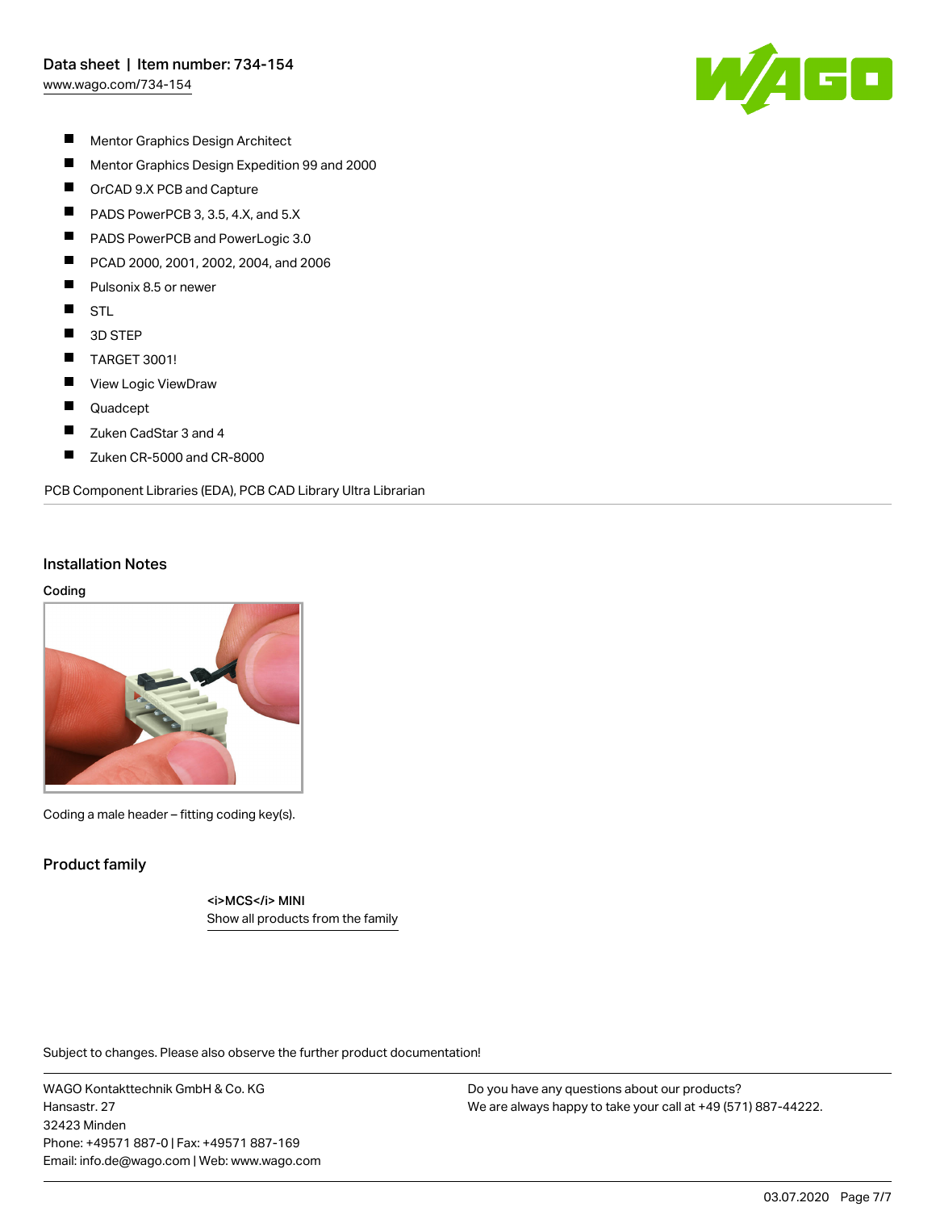- Mentor Graphics Design Architect
- Mentor Graphics Design Expedition 99 and 2000
- OrCAD 9.X PCB and Capture
- PADS PowerPCB 3, 3.5, 4.X, and 5.X
- PADS PowerPCB and PowerLogic 3.0
- PCAD 2000, 2001, 2002, 2004, and 2006
- Pulsonix 8.5 or newer
- STL
- 3D STEP
- TARGET 3001!
- View Logic ViewDraw
- Quadcept
- Zuken CadStar 3 and 4
- Zuken CR-5000 and CR-8000

PCB Component Libraries (EDA), PCB CAD Library Ultra Librarian

## Installation Notes

### Coding

Coding a male header – fitting coding key(s).

## Product family

<i>MCS</i> MINI

Show all products from the family

Subject to changes. Please also observe the further product documentation!

WAGO Kontakttechnik GmbH & Co. KG
Hansastr. 27
32423 Minden
Phone: +49571 887-0 | Fax: +49571 887-169
Email: info.de@wago.com | Web: www.wago.com

Do you have any questions about our products?
We are always happy to take your call at +49 (571) 887-44222.